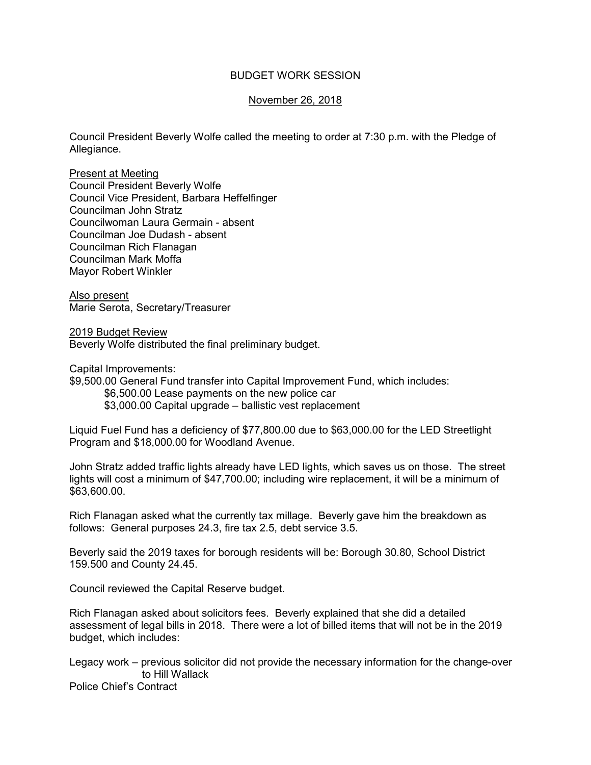# BUDGET WORK SESSION

November 26, 2018

Council President Beverly Wolfe called the meeting to order at 7:30 p.m. with the Pledge of Allegiance.

Present at Meeting
Council President Beverly Wolfe
Council Vice President, Barbara Heffelfinger
Councilman John Stratz
Councilwoman Laura Germain - absent
Councilman Joe Dudash - absent
Councilman Rich Flanagan
Councilman Mark Moffa
Mayor Robert Winkler

Also present
Marie Serota, Secretary/Treasurer

2019 Budget Review
Beverly Wolfe distributed the final preliminary budget.

Capital Improvements:
$9,500.00 General Fund transfer into Capital Improvement Fund, which includes:
- $6,500.00 Lease payments on the new police car
- $3,000.00 Capital upgrade – ballistic vest replacement

Liquid Fuel Fund has a deficiency of $77,800.00 due to $63,000.00 for the LED Streetlight Program and $18,000.00 for Woodland Avenue.

John Stratz added traffic lights already have LED lights, which saves us on those. The street lights will cost a minimum of $47,700.00; including wire replacement, it will be a minimum of $63,600.00.

Rich Flanagan asked what the currently tax millage. Beverly gave him the breakdown as follows: General purposes 24.3, fire tax 2.5, debt service 3.5.

Beverly said the 2019 taxes for borough residents will be: Borough 30.80, School District 159.500 and County 24.45.

Council reviewed the Capital Reserve budget.

Rich Flanagan asked about solicitors fees. Beverly explained that she did a detailed assessment of legal bills in 2018. There were a lot of billed items that will not be in the 2019 budget, which includes:

Legacy work – previous solicitor did not provide the necessary information for the change-over to Hill Wallack
Police Chief's Contract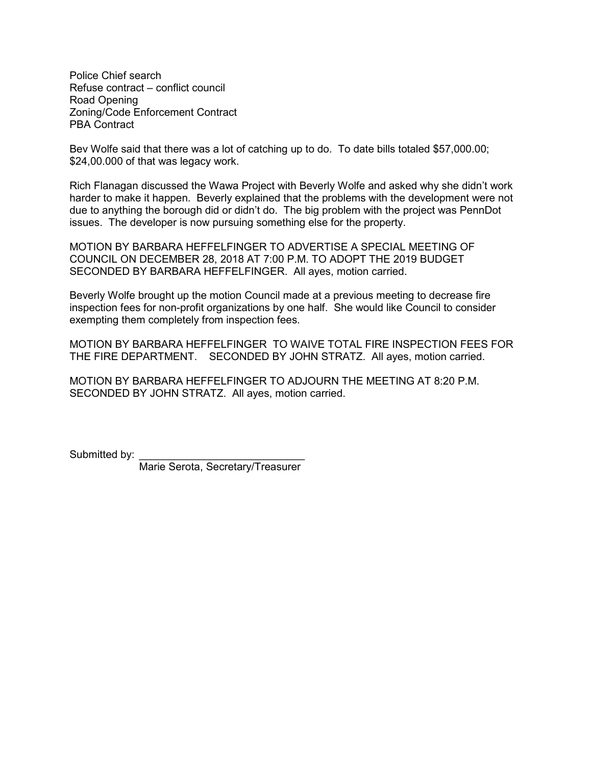Police Chief search
Refuse contract – conflict council
Road Opening
Zoning/Code Enforcement Contract
PBA Contract

Bev Wolfe said that there was a lot of catching up to do. To date bills totaled $57,000.00; $24,00.000 of that was legacy work.

Rich Flanagan discussed the Wawa Project with Beverly Wolfe and asked why she didn't work harder to make it happen. Beverly explained that the problems with the development were not due to anything the borough did or didn't do. The big problem with the project was PennDot issues. The developer is now pursuing something else for the property.

MOTION BY BARBARA HEFFELFINGER TO ADVERTISE A SPECIAL MEETING OF COUNCIL ON DECEMBER 28, 2018 AT 7:00 P.M. TO ADOPT THE 2019 BUDGET SECONDED BY BARBARA HEFFELFINGER. All ayes, motion carried.

Beverly Wolfe brought up the motion Council made at a previous meeting to decrease fire inspection fees for non-profit organizations by one half. She would like Council to consider exempting them completely from inspection fees.

MOTION BY BARBARA HEFFELFINGER TO WAIVE TOTAL FIRE INSPECTION FEES FOR THE FIRE DEPARTMENT. SECONDED BY JOHN STRATZ. All ayes, motion carried.

MOTION BY BARBARA HEFFELFINGER TO ADJOURN THE MEETING AT 8:20 P.M. SECONDED BY JOHN STRATZ. All ayes, motion carried.

Submitted by: ____________________________
Marie Serota, Secretary/Treasurer